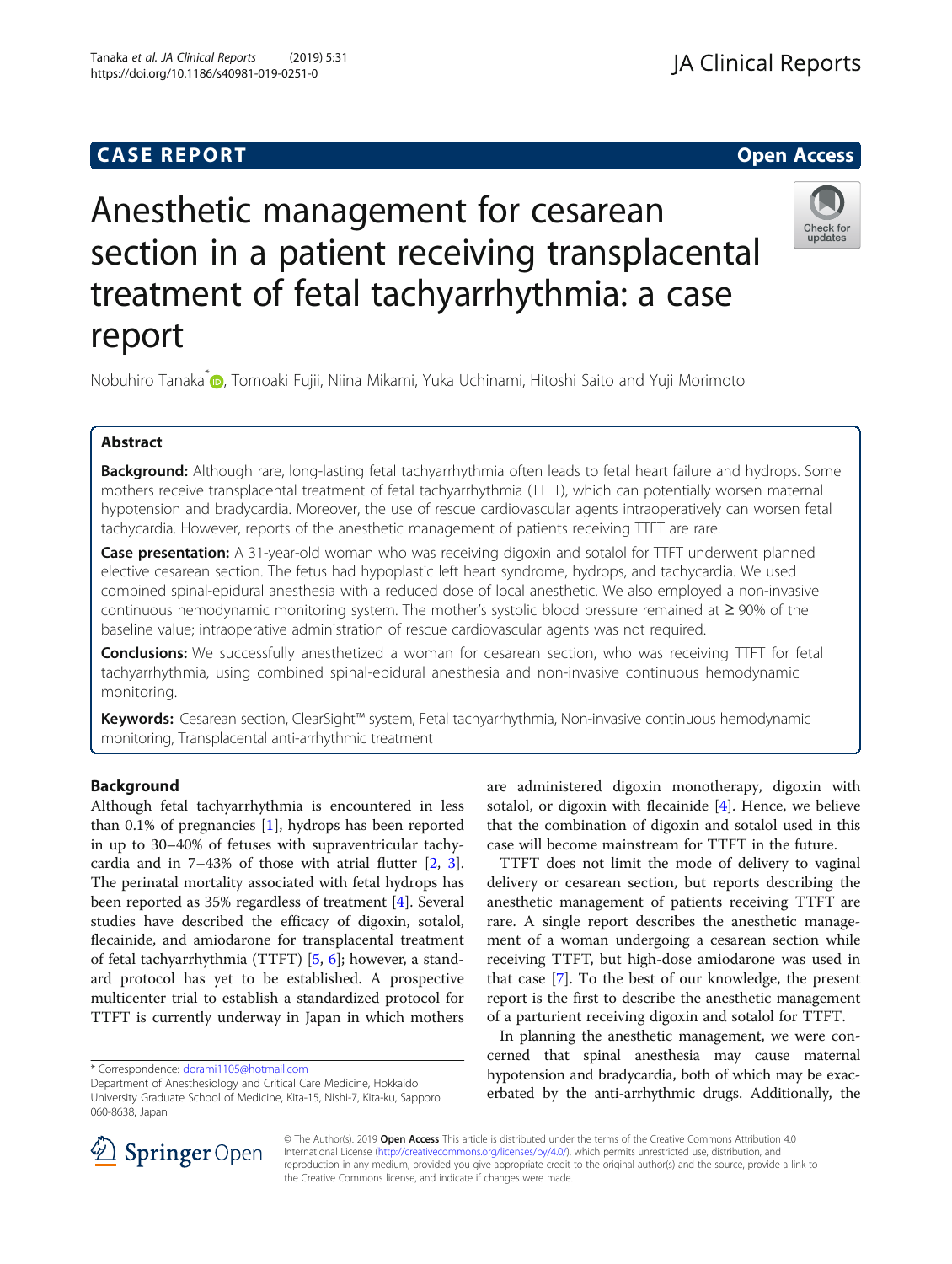**CASE REPORT** **Open Access**

# Anesthetic management for cesarean section in a patient receiving transplacental treatment of fetal tachyarrhythmia: a case report

Nobuhiro Tanaka*, Tomoaki Fujii, Niina Mikami, Yuka Uchinami, Hitoshi Saito and Yuji Morimoto

## Abstract

**Background:** Although rare, long-lasting fetal tachyarrhythmia often leads to fetal heart failure and hydrops. Some mothers receive transplacental treatment of fetal tachyarrhythmia (TTFT), which can potentially worsen maternal hypotension and bradycardia. Moreover, the use of rescue cardiovascular agents intraoperatively can worsen fetal tachycardia. However, reports of the anesthetic management of patients receiving TTFT are rare.

**Case presentation:** A 31-year-old woman who was receiving digoxin and sotalol for TTFT underwent planned elective cesarean section. The fetus had hypoplastic left heart syndrome, hydrops, and tachycardia. We used combined spinal-epidural anesthesia with a reduced dose of local anesthetic. We also employed a non-invasive continuous hemodynamic monitoring system. The mother's systolic blood pressure remained at ≥ 90% of the baseline value; intraoperative administration of rescue cardiovascular agents was not required.

**Conclusions:** We successfully anesthetized a woman for cesarean section, who was receiving TTFT for fetal tachyarrhythmia, using combined spinal-epidural anesthesia and non-invasive continuous hemodynamic monitoring.

**Keywords:** Cesarean section, ClearSight™ system, Fetal tachyarrhythmia, Non-invasive continuous hemodynamic monitoring, Transplacental anti-arrhythmic treatment

## Background

Although fetal tachyarrhythmia is encountered in less than 0.1% of pregnancies [1], hydrops has been reported in up to 30–40% of fetuses with supraventricular tachycardia and in 7–43% of those with atrial flutter [2, 3]. The perinatal mortality associated with fetal hydrops has been reported as 35% regardless of treatment [4]. Several studies have described the efficacy of digoxin, sotalol, flecainide, and amiodarone for transplacental treatment of fetal tachyarrhythmia (TTFT) [5, 6]; however, a standard protocol has yet to be established. A prospective multicenter trial to establish a standardized protocol for TTFT is currently underway in Japan in which mothers are administered digoxin monotherapy, digoxin with sotalol, or digoxin with flecainide [4]. Hence, we believe that the combination of digoxin and sotalol used in this case will become mainstream for TTFT in the future.

TTFT does not limit the mode of delivery to vaginal delivery or cesarean section, but reports describing the anesthetic management of patients receiving TTFT are rare. A single report describes the anesthetic management of a woman undergoing a cesarean section while receiving TTFT, but high-dose amiodarone was used in that case [7]. To the best of our knowledge, the present report is the first to describe the anesthetic management of a parturient receiving digoxin and sotalol for TTFT.

In planning the anesthetic management, we were concerned that spinal anesthesia may cause maternal hypotension and bradycardia, both of which may be exacerbated by the anti-arrhythmic drugs. Additionally, the

* Correspondence: dorami1105@hotmail.com
Department of Anesthesiology and Critical Care Medicine, Hokkaido University Graduate School of Medicine, Kita-15, Nishi-7, Kita-ku, Sapporo 060-8638, Japan

© The Author(s). 2019 **Open Access** This article is distributed under the terms of the Creative Commons Attribution 4.0 International License (http://creativecommons.org/licenses/by/4.0/), which permits unrestricted use, distribution, and reproduction in any medium, provided you give appropriate credit to the original author(s) and the source, provide a link to the Creative Commons license, and indicate if changes were made.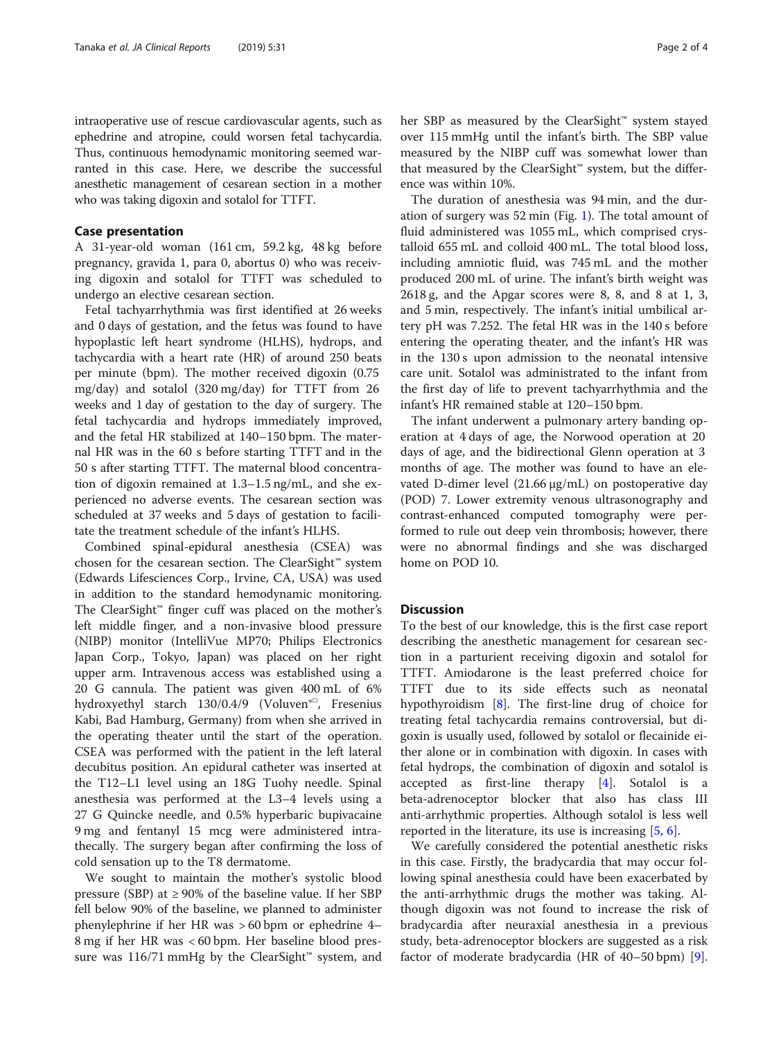intraoperative use of rescue cardiovascular agents, such as ephedrine and atropine, could worsen fetal tachycardia. Thus, continuous hemodynamic monitoring seemed warranted in this case. Here, we describe the successful anesthetic management of cesarean section in a mother who was taking digoxin and sotalol for TTFT.

## Case presentation

A 31-year-old woman (161 cm, 59.2 kg, 48 kg before pregnancy, gravida 1, para 0, abortus 0) who was receiving digoxin and sotalol for TTFT was scheduled to undergo an elective cesarean section.

Fetal tachyarrhythmia was first identified at 26 weeks and 0 days of gestation, and the fetus was found to have hypoplastic left heart syndrome (HLHS), hydrops, and tachycardia with a heart rate (HR) of around 250 beats per minute (bpm). The mother received digoxin (0.75 mg/day) and sotalol (320 mg/day) for TTFT from 26 weeks and 1 day of gestation to the day of surgery. The fetal tachycardia and hydrops immediately improved, and the fetal HR stabilized at 140–150 bpm. The maternal HR was in the 60 s before starting TTFT and in the 50 s after starting TTFT. The maternal blood concentration of digoxin remained at 1.3–1.5 ng/mL, and she experienced no adverse events. The cesarean section was scheduled at 37 weeks and 5 days of gestation to facilitate the treatment schedule of the infant's HLHS.

Combined spinal-epidural anesthesia (CSEA) was chosen for the cesarean section. The ClearSight™ system (Edwards Lifesciences Corp., Irvine, CA, USA) was used in addition to the standard hemodynamic monitoring. The ClearSight™ finger cuff was placed on the mother's left middle finger, and a non-invasive blood pressure (NIBP) monitor (IntelliVue MP70; Philips Electronics Japan Corp., Tokyo, Japan) was placed on her right upper arm. Intravenous access was established using a 20 G cannula. The patient was given 400 mL of 6% hydroxyethyl starch 130/0.4/9 (Voluven®, Fresenius Kabi, Bad Hamburg, Germany) from when she arrived in the operating theater until the start of the operation. CSEA was performed with the patient in the left lateral decubitus position. An epidural catheter was inserted at the T12–L1 level using an 18G Tuohy needle. Spinal anesthesia was performed at the L3–4 levels using a 27 G Quincke needle, and 0.5% hyperbaric bupivacaine 9 mg and fentanyl 15 mcg were administered intrathecally. The surgery began after confirming the loss of cold sensation up to the T8 dermatome.

We sought to maintain the mother's systolic blood pressure (SBP) at ≥ 90% of the baseline value. If her SBP fell below 90% of the baseline, we planned to administer phenylephrine if her HR was > 60 bpm or ephedrine 4–8 mg if her HR was < 60 bpm. Her baseline blood pressure was 116/71 mmHg by the ClearSight™ system, and her SBP as measured by the ClearSight™ system stayed over 115 mmHg until the infant's birth. The SBP value measured by the NIBP cuff was somewhat lower than that measured by the ClearSight™ system, but the difference was within 10%.

The duration of anesthesia was 94 min, and the duration of surgery was 52 min (Fig. 1). The total amount of fluid administered was 1055 mL, which comprised crystalloid 655 mL and colloid 400 mL. The total blood loss, including amniotic fluid, was 745 mL and the mother produced 200 mL of urine. The infant's birth weight was 2618 g, and the Apgar scores were 8, 8, and 8 at 1, 3, and 5 min, respectively. The infant's initial umbilical artery pH was 7.252. The fetal HR was in the 140 s before entering the operating theater, and the infant's HR was in the 130 s upon admission to the neonatal intensive care unit. Sotalol was administrated to the infant from the first day of life to prevent tachyarrhythmia and the infant's HR remained stable at 120–150 bpm.

The infant underwent a pulmonary artery banding operation at 4 days of age, the Norwood operation at 20 days of age, and the bidirectional Glenn operation at 3 months of age. The mother was found to have an elevated D-dimer level (21.66 μg/mL) on postoperative day (POD) 7. Lower extremity venous ultrasonography and contrast-enhanced computed tomography were performed to rule out deep vein thrombosis; however, there were no abnormal findings and she was discharged home on POD 10.

## Discussion

To the best of our knowledge, this is the first case report describing the anesthetic management for cesarean section in a parturient receiving digoxin and sotalol for TTFT. Amiodarone is the least preferred choice for TTFT due to its side effects such as neonatal hypothyroidism [8]. The first-line drug of choice for treating fetal tachycardia remains controversial, but digoxin is usually used, followed by sotalol or flecainide either alone or in combination with digoxin. In cases with fetal hydrops, the combination of digoxin and sotalol is accepted as first-line therapy [4]. Sotalol is a beta-adrenoceptor blocker that also has class III anti-arrhythmic properties. Although sotalol is less well reported in the literature, its use is increasing [5, 6].

We carefully considered the potential anesthetic risks in this case. Firstly, the bradycardia that may occur following spinal anesthesia could have been exacerbated by the anti-arrhythmic drugs the mother was taking. Although digoxin was not found to increase the risk of bradycardia after neuraxial anesthesia in a previous study, beta-adrenoceptor blockers are suggested as a risk factor of moderate bradycardia (HR of 40–50 bpm) [9].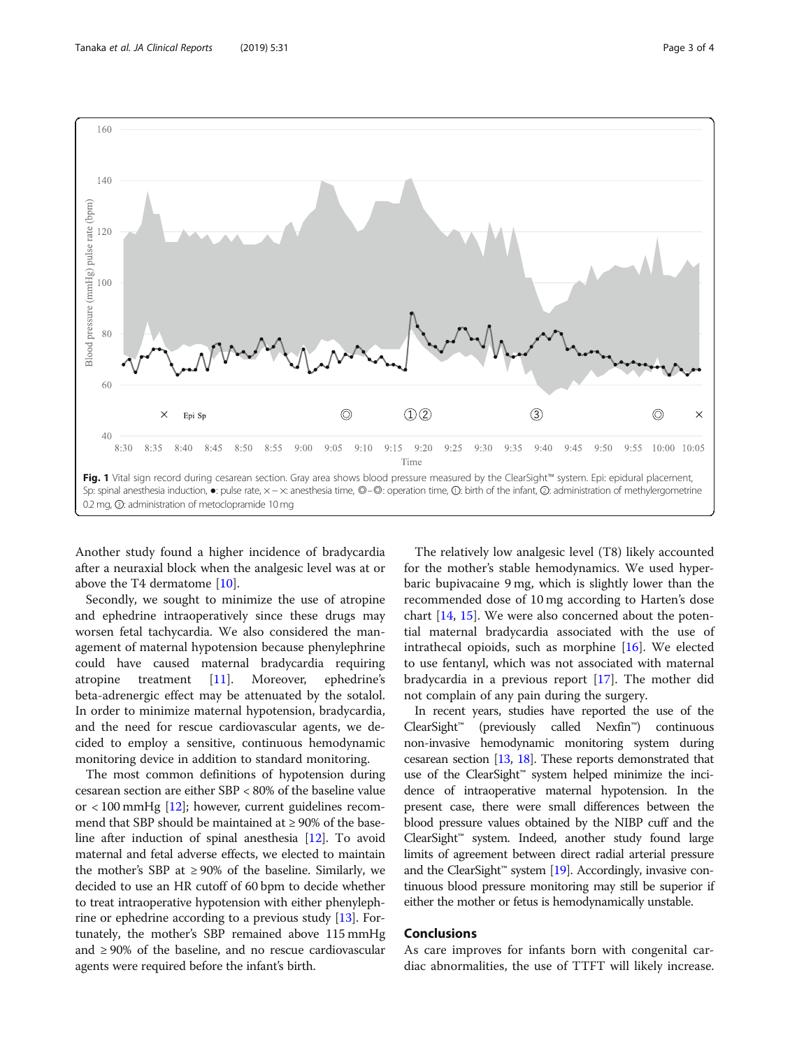**Fig. 1** Vital sign record during cesarean section. Gray area shows blood pressure measured by the ClearSight™ system. Epi: epidural placement, Sp: spinal anesthesia induction, ●: pulse rate, × − ×: anesthesia time, ◎–◎: operation time, ①: birth of the infant, ②: administration of methylergometrine 0.2 mg, ③: administration of metoclopramide 10 mg

Another study found a higher incidence of bradycardia after a neuraxial block when the analgesic level was at or above the T4 dermatome [10].

Secondly, we sought to minimize the use of atropine and ephedrine intraoperatively since these drugs may worsen fetal tachycardia. We also considered the management of maternal hypotension because phenylephrine could have caused maternal bradycardia requiring atropine treatment [11]. Moreover, ephedrine's beta-adrenergic effect may be attenuated by the sotalol. In order to minimize maternal hypotension, bradycardia, and the need for rescue cardiovascular agents, we decided to employ a sensitive, continuous hemodynamic monitoring device in addition to standard monitoring.

The most common definitions of hypotension during cesarean section are either SBP < 80% of the baseline value or < 100 mmHg [12]; however, current guidelines recommend that SBP should be maintained at ≥ 90% of the baseline after induction of spinal anesthesia [12]. To avoid maternal and fetal adverse effects, we elected to maintain the mother's SBP at ≥ 90% of the baseline. Similarly, we decided to use an HR cutoff of 60 bpm to decide whether to treat intraoperative hypotension with either phenylephrine or ephedrine according to a previous study [13]. Fortunately, the mother's SBP remained above 115 mmHg and ≥ 90% of the baseline, and no rescue cardiovascular agents were required before the infant's birth.

The relatively low analgesic level (T8) likely accounted for the mother's stable hemodynamics. We used hyperbaric bupivacaine 9 mg, which is slightly lower than the recommended dose of 10 mg according to Harten's dose chart [14, 15]. We were also concerned about the potential maternal bradycardia associated with the use of intrathecal opioids, such as morphine [16]. We elected to use fentanyl, which was not associated with maternal bradycardia in a previous report [17]. The mother did not complain of any pain during the surgery.

In recent years, studies have reported the use of the ClearSight™ (previously called Nexfin™) continuous non-invasive hemodynamic monitoring system during cesarean section [13, 18]. These reports demonstrated that use of the ClearSight™ system helped minimize the incidence of intraoperative maternal hypotension. In the present case, there were small differences between the blood pressure values obtained by the NIBP cuff and the ClearSight™ system. Indeed, another study found large limits of agreement between direct radial arterial pressure and the ClearSight™ system [19]. Accordingly, invasive continuous blood pressure monitoring may still be superior if either the mother or fetus is hemodynamically unstable.

## Conclusions

As care improves for infants born with congenital cardiac abnormalities, the use of TTFT will likely increase.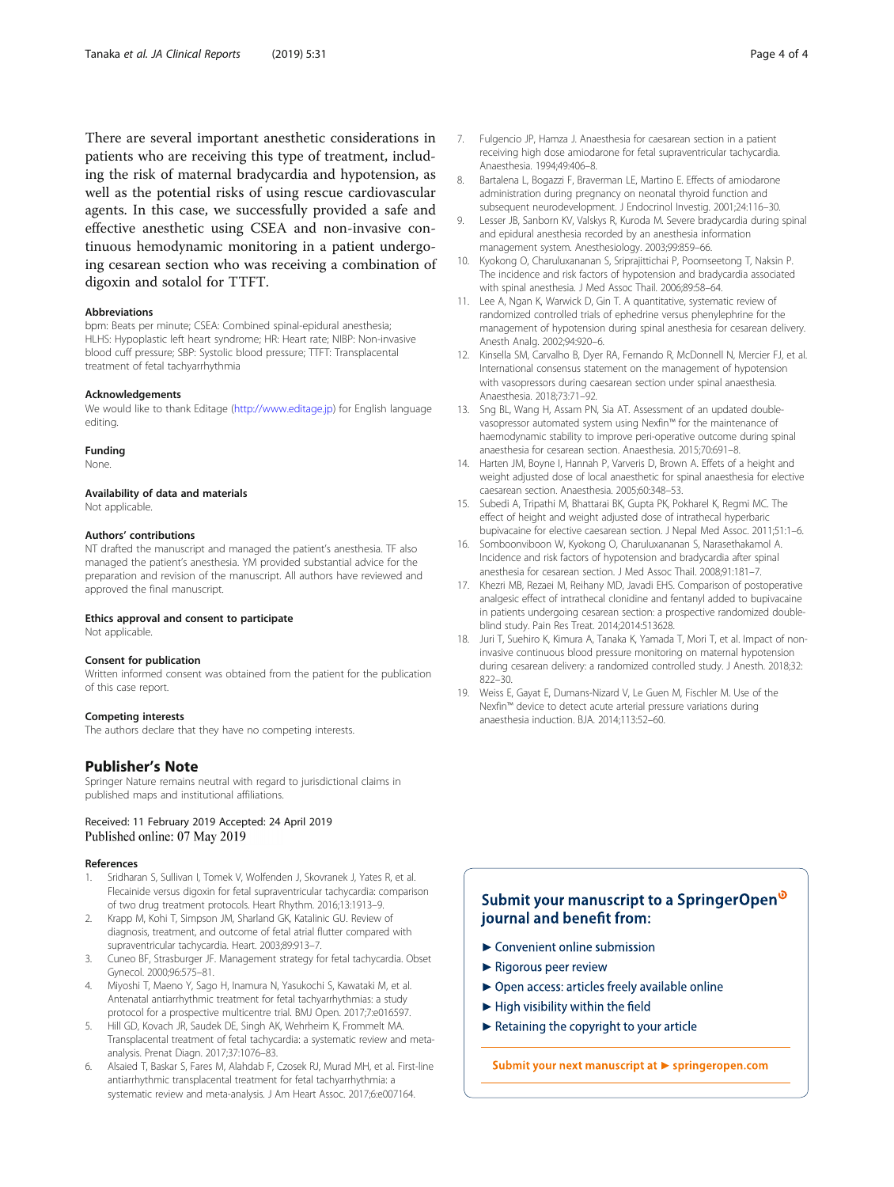There are several important anesthetic considerations in patients who are receiving this type of treatment, including the risk of maternal bradycardia and hypotension, as well as the potential risks of using rescue cardiovascular agents. In this case, we successfully provided a safe and effective anesthetic using CSEA and non-invasive continuous hemodynamic monitoring in a patient undergoing cesarean section who was receiving a combination of digoxin and sotalol for TTFT.

### Abbreviations

bpm: Beats per minute; CSEA: Combined spinal-epidural anesthesia; HLHS: Hypoplastic left heart syndrome; HR: Heart rate; NIBP: Non-invasive blood cuff pressure; SBP: Systolic blood pressure; TTFT: Transplacental treatment of fetal tachyarrhythmia

### Acknowledgements

We would like to thank Editage (http://www.editage.jp) for English language editing.

### Funding

None.

### Availability of data and materials

Not applicable.

### Authors' contributions

NT drafted the manuscript and managed the patient's anesthesia. TF also managed the patient's anesthesia. YM provided substantial advice for the preparation and revision of the manuscript. All authors have reviewed and approved the final manuscript.

### Ethics approval and consent to participate

Not applicable.

### Consent for publication

Written informed consent was obtained from the patient for the publication of this case report.

### Competing interests

The authors declare that they have no competing interests.

## Publisher's Note

Springer Nature remains neutral with regard to jurisdictional claims in published maps and institutional affiliations.

Received: 11 February 2019 Accepted: 24 April 2019
Published online: 07 May 2019

### References

1. Sridharan S, Sullivan I, Tomek V, Wolfenden J, Skovranek J, Yates R, et al. Flecainide versus digoxin for fetal supraventricular tachycardia: comparison of two drug treatment protocols. Heart Rhythm. 2016;13:1913–9.
2. Krapp M, Kohl T, Simpson JM, Sharland GK, Katalinic GU. Review of diagnosis, treatment, and outcome of fetal atrial flutter compared with supraventricular tachycardia. Heart. 2003;89:913–7.
3. Cuneo BF, Strasburger JF. Management strategy for fetal tachycardia. Obset Gynecol. 2000;96:575–81.
4. Miyoshi T, Maeno Y, Sago H, Inamura N, Yasukochi S, Kawataki M, et al. Antenatal antiarrhythmic treatment for fetal tachyarrhythmias: a study protocol for a prospective multicentre trial. BMJ Open. 2017;7:e016597.
5. Hill GD, Kovach JR, Saudek DE, Singh AK, Wehrheim K, Frommelt MA. Transplacental treatment of fetal tachycardia: a systematic review and meta-analysis. Prenat Diagn. 2017;37:1076–83.
6. Alsaied T, Baskar S, Fares M, Alahdab F, Czosek RJ, Murad MH, et al. First-line antiarrhythmic transplacental treatment for fetal tachyarrhythmia: a systematic review and meta-analysis. J Am Heart Assoc. 2017;6:e007164.
7. Fulgencio JP, Hamza J. Anaesthesia for caesarean section in a patient receiving high dose amiodarone for fetal supraventricular tachycardia. Anaesthesia. 1994;49:406–8.
8. Bartalena L, Bogazzi F, Braverman LE, Martino E. Effects of amiodarone administration during pregnancy on neonatal thyroid function and subsequent neurodevelopment. J Endocrinol Investig. 2001;24:116–30.
9. Lesser JB, Sanborn KV, Valskys R, Kuroda M. Severe bradycardia during spinal and epidural anesthesia recorded by an anesthesia information management system. Anesthesiology. 2003;99:859–66.
10. Kyokong O, Charuluxananan S, Sriprajittichai P, Poomseetong T, Naksin P. The incidence and risk factors of hypotension and bradycardia associated with spinal anesthesia. J Med Assoc Thail. 2006;89:58–64.
11. Lee A, Ngan K, Warwick D, Gin T. A quantitative, systematic review of randomized controlled trials of ephedrine versus phenylephrine for the management of hypotension during spinal anesthesia for cesarean delivery. Anesth Analg. 2002;94:920–6.
12. Kinsella SM, Carvalho B, Dyer RA, Fernando R, McDonnell N, Mercier FJ, et al. International consensus statement on the management of hypotension with vasopressors during caesarean section under spinal anaesthesia. Anaesthesia. 2018;73:71–92.
13. Sng BL, Wang H, Assam PN, Sia AT. Assessment of an updated double-vasopressor automated system using Nexfin™ for the maintenance of haemodynamic stability to improve peri-operative outcome during spinal anaesthesia for cesarean section. Anaesthesia. 2015;70:691–8.
14. Harten JM, Boyne I, Hannah P, Varveris D, Brown A. Effets of a height and weight adjusted dose of local anaesthetic for spinal anaesthesia for elective caesarean section. Anaesthesia. 2005;60:348–53.
15. Subedi A, Tripathi M, Bhattarai BK, Gupta PK, Pokharel K, Regmi MC. The effect of height and weight adjusted dose of intrathecal hyperbaric bupivacaine for elective caesarean section. J Nepal Med Assoc. 2011;51:1–6.
16. Somboonviboon W, Kyokong O, Charuluxananan S, Narasethakamol A. Incidence and risk factors of hypotension and bradycardia after spinal anesthesia for cesarean section. J Med Assoc Thail. 2008;91:181–7.
17. Khezri MB, Rezaei M, Reihany MD, Javadi EHS. Comparison of postoperative analgesic effect of intrathecal clonidine and fentanyl added to bupivacaine in patients undergoing cesarean section: a prospective randomized double-blind study. Pain Res Treat. 2014;2014:513628.
18. Juri T, Suehiro K, Kimura A, Tanaka K, Yamada T, Mori T, et al. Impact of non-invasive continuous blood pressure monitoring on maternal hypotension during cesarean delivery: a randomized controlled study. J Anesth. 2018;32:822–30.
19. Weiss E, Gayat E, Dumans-Nizard V, Le Guen M, Fischler M. Use of the Nexfin™ device to detect acute arterial pressure variations during anaesthesia induction. BJA. 2014;113:52–60.

**Submit your manuscript to a SpringerOpen journal and benefit from:**

- ► Convenient online submission
- ► Rigorous peer review
- ► Open access: articles freely available online
- ► High visibility within the field
- ► Retaining the copyright to your article

Submit your next manuscript at ► springeropen.com